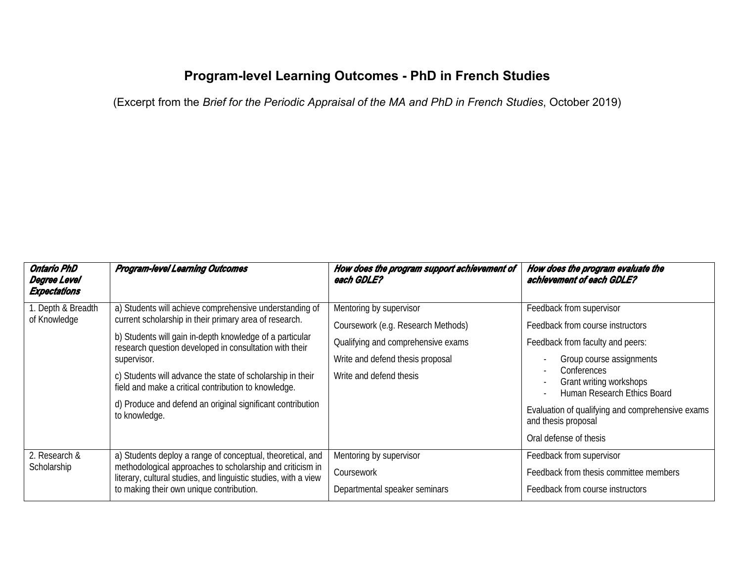# Program-level Learning Outcomes - PhD in French Studies

(Excerpt from the *Brief for the Periodic Appraisal of the MA and PhD in French Studies*, October 2019)

| ***Ontario PhD Degree Level Expectations*** | ***Program-level Learning Outcomes*** | ***How does the program support achievement of each GDLE?*** | ***How does the program evaluate the achievement of each GDLE?*** |
|---|---|---|---|
| 1. Depth & Breadth of Knowledge | a) Students will achieve comprehensive understanding of current scholarship in their primary area of research.<br><br>b) Students will gain in-depth knowledge of a particular research question developed in consultation with their supervisor.<br><br>c) Students will advance the state of scholarship in their field and make a critical contribution to knowledge.<br><br>d) Produce and defend an original significant contribution to knowledge. | Mentoring by supervisor<br><br>Coursework (e.g. Research Methods)<br><br>Qualifying and comprehensive exams<br><br>Write and defend thesis proposal<br><br>Write and defend thesis | Feedback from supervisor<br><br>Feedback from course instructors<br><br>Feedback from faculty and peers:<br>- Group course assignments<br>- Conferences<br>- Grant writing workshops<br>- Human Research Ethics Board<br><br>Evaluation of qualifying and comprehensive exams and thesis proposal<br><br>Oral defense of thesis |
| 2. Research & Scholarship | a) Students deploy a range of conceptual, theoretical, and methodological approaches to scholarship and criticism in literary, cultural studies, and linguistic studies, with a view to making their own unique contribution. | Mentoring by supervisor<br><br>Coursework<br><br>Departmental speaker seminars | Feedback from supervisor<br><br>Feedback from thesis committee members<br><br>Feedback from course instructors |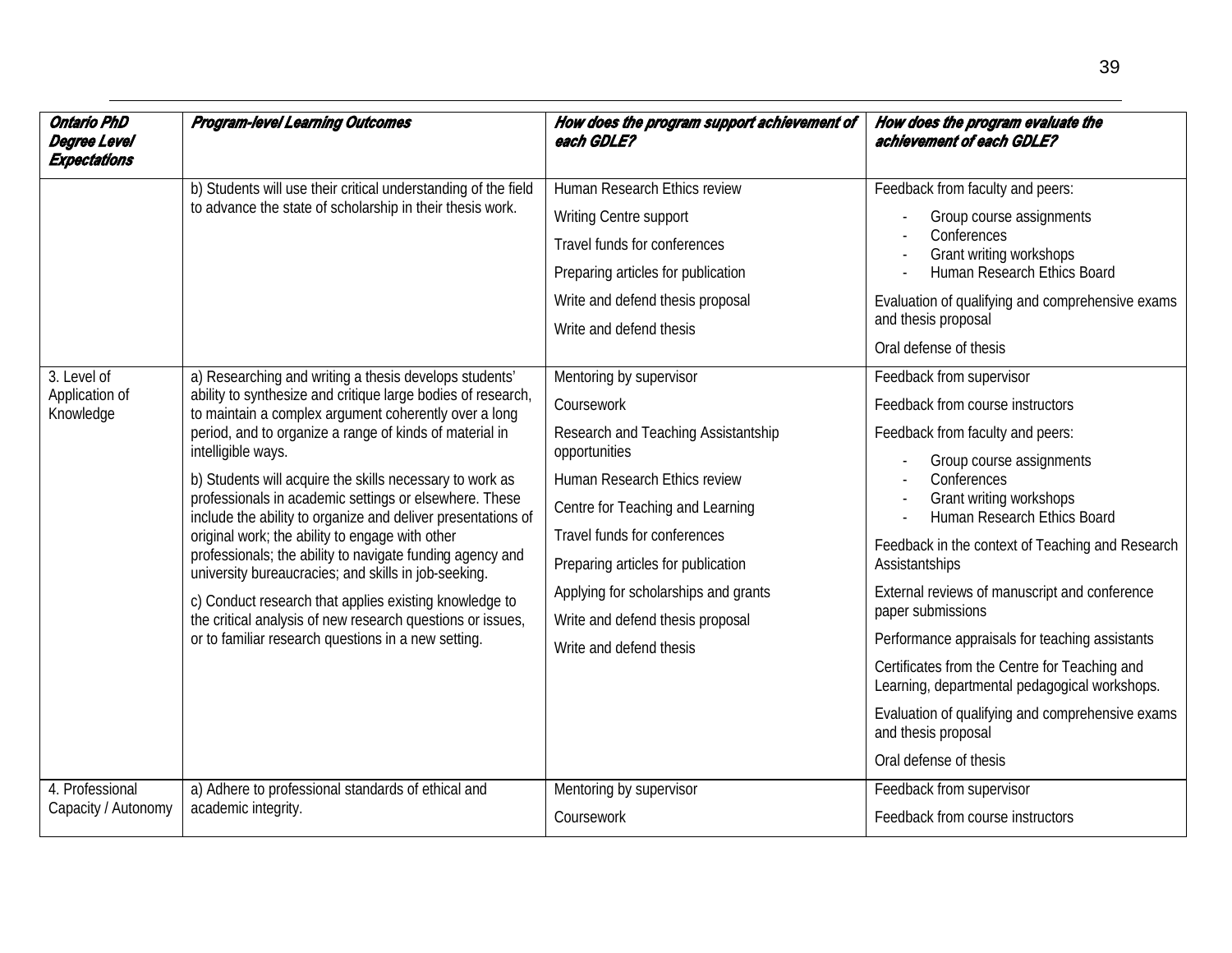| *Ontario PhD Degree Level Expectations* | *Program-level Learning Outcomes* | *How does the program support achievement of each GDLE?* | *How does the program evaluate the achievement of each GDLE?* |
|---|---|---|---|
| | b) Students will use their critical understanding of the field to advance the state of scholarship in their thesis work. | Human Research Ethics review<br><br>Writing Centre support<br><br>Travel funds for conferences<br><br>Preparing articles for publication<br><br>Write and defend thesis proposal<br><br>Write and defend thesis | Feedback from faculty and peers:<br>- Group course assignments<br>- Conferences<br>- Grant writing workshops<br>- Human Research Ethics Board<br><br>Evaluation of qualifying and comprehensive exams and thesis proposal<br><br>Oral defense of thesis |
| 3. Level of Application of Knowledge | a) Researching and writing a thesis develops students' ability to synthesize and critique large bodies of research, to maintain a complex argument coherently over a long period, and to organize a range of kinds of material in intelligible ways.<br><br>b) Students will acquire the skills necessary to work as professionals in academic settings or elsewhere. These include the ability to organize and deliver presentations of original work; the ability to engage with other professionals; the ability to navigate funding agency and university bureaucracies; and skills in job-seeking.<br><br>c) Conduct research that applies existing knowledge to the critical analysis of new research questions or issues, or to familiar research questions in a new setting. | Mentoring by supervisor<br><br>Coursework<br><br>Research and Teaching Assistantship opportunities<br><br>Human Research Ethics review<br><br>Centre for Teaching and Learning<br><br>Travel funds for conferences<br><br>Preparing articles for publication<br><br>Applying for scholarships and grants<br><br>Write and defend thesis proposal<br><br>Write and defend thesis | Feedback from supervisor<br><br>Feedback from course instructors<br><br>Feedback from faculty and peers:<br>- Group course assignments<br>- Conferences<br>- Grant writing workshops<br>- Human Research Ethics Board<br><br>Feedback in the context of Teaching and Research Assistantships<br><br>External reviews of manuscript and conference paper submissions<br><br>Performance appraisals for teaching assistants<br><br>Certificates from the Centre for Teaching and Learning, departmental pedagogical workshops.<br><br>Evaluation of qualifying and comprehensive exams and thesis proposal<br><br>Oral defense of thesis |
| 4. Professional Capacity / Autonomy | a) Adhere to professional standards of ethical and academic integrity. | Mentoring by supervisor<br><br>Coursework | Feedback from supervisor<br><br>Feedback from course instructors |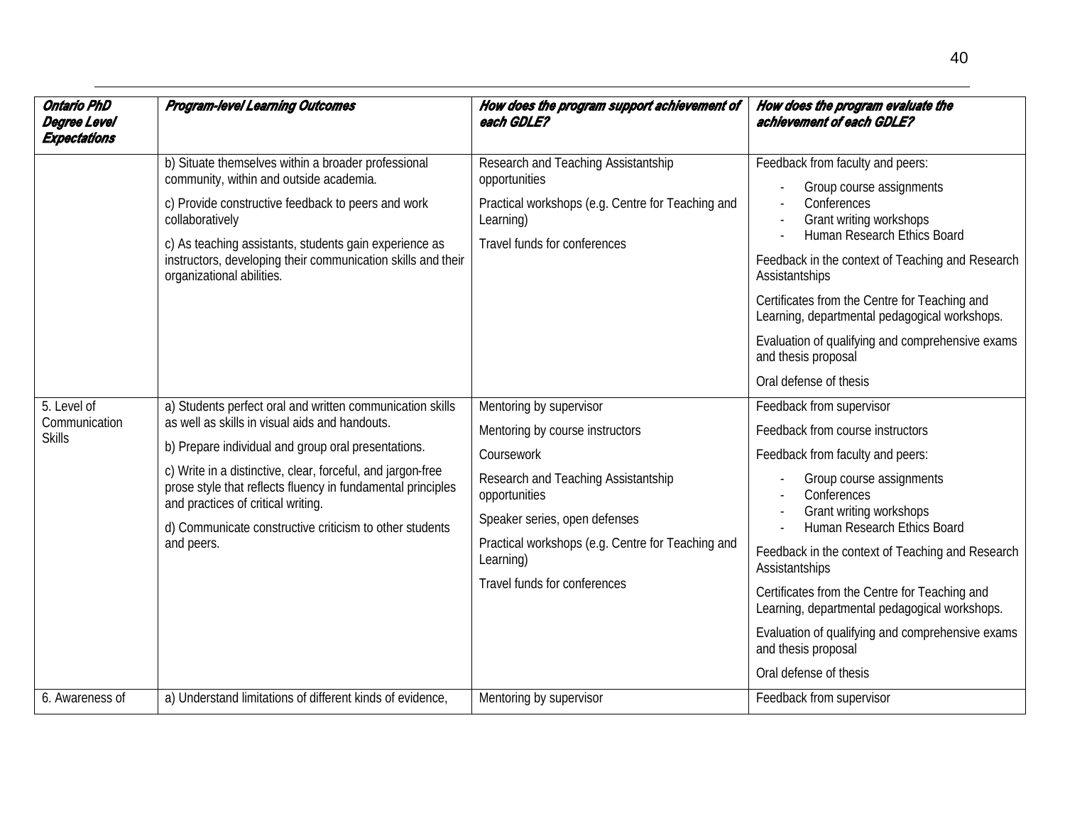| *Ontario PhD Degree Level Expectations* | *Program-level Learning Outcomes* | *How does the program support achievement of each GDLE?* | *How does the program evaluate the achievement of each GDLE?* |
|---|---|---|---|
| | b) Situate themselves within a broader professional community, within and outside academia.<br><br>c) Provide constructive feedback to peers and work collaboratively<br><br>c) As teaching assistants, students gain experience as instructors, developing their communication skills and their organizational abilities. | Research and Teaching Assistantship opportunities<br><br>Practical workshops (e.g. Centre for Teaching and Learning)<br><br>Travel funds for conferences | Feedback from faculty and peers:<br>- Group course assignments<br>- Conferences<br>- Grant writing workshops<br>- Human Research Ethics Board<br><br>Feedback in the context of Teaching and Research Assistantships<br><br>Certificates from the Centre for Teaching and Learning, departmental pedagogical workshops.<br><br>Evaluation of qualifying and comprehensive exams and thesis proposal<br><br>Oral defense of thesis |
| 5. Level of Communication Skills | a) Students perfect oral and written communication skills as well as skills in visual aids and handouts.<br><br>b) Prepare individual and group oral presentations.<br><br>c) Write in a distinctive, clear, forceful, and jargon-free prose style that reflects fluency in fundamental principles and practices of critical writing.<br><br>d) Communicate constructive criticism to other students and peers. | Mentoring by supervisor<br><br>Mentoring by course instructors<br><br>Coursework<br><br>Research and Teaching Assistantship opportunities<br><br>Speaker series, open defenses<br><br>Practical workshops (e.g. Centre for Teaching and Learning)<br><br>Travel funds for conferences | Feedback from supervisor<br><br>Feedback from course instructors<br><br>Feedback from faculty and peers:<br>- Group course assignments<br>- Conferences<br>- Grant writing workshops<br>- Human Research Ethics Board<br><br>Feedback in the context of Teaching and Research Assistantships<br><br>Certificates from the Centre for Teaching and Learning, departmental pedagogical workshops.<br><br>Evaluation of qualifying and comprehensive exams and thesis proposal<br><br>Oral defense of thesis |
| 6. Awareness of | a) Understand limitations of different kinds of evidence, | Mentoring by supervisor | Feedback from supervisor |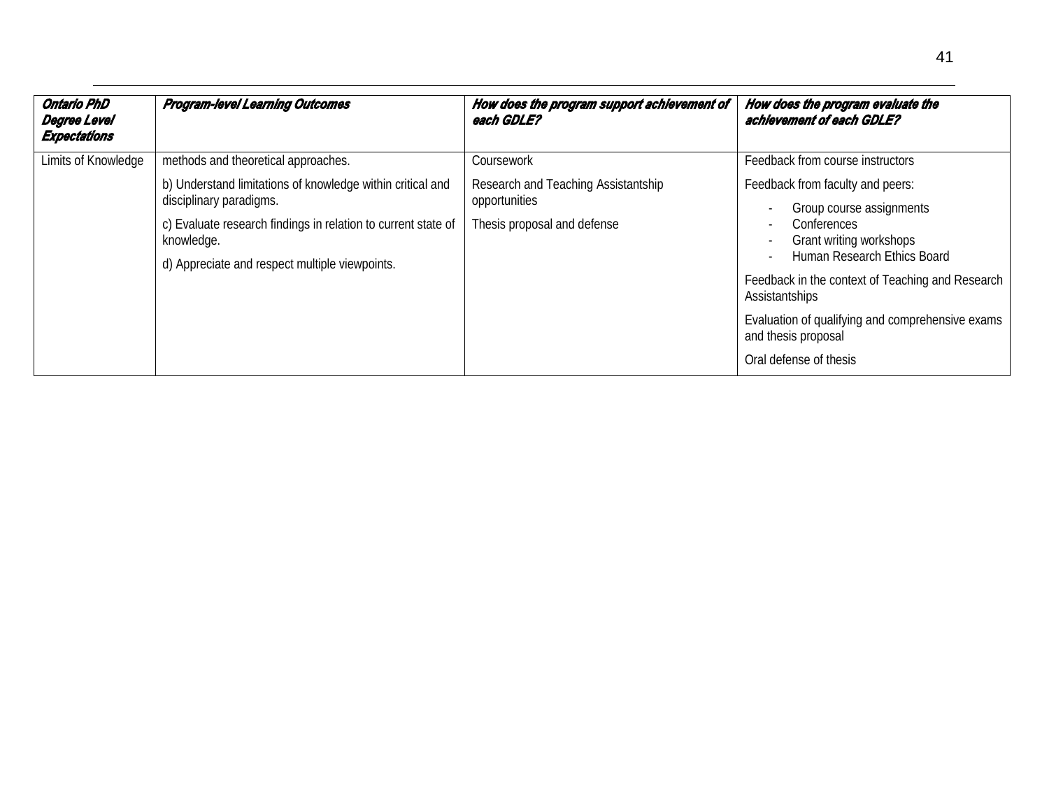| *Ontario PhD Degree Level Expectations* | *Program-level Learning Outcomes* | *How does the program support achievement of each GDLE?* | *How does the program evaluate the achievement of each GDLE?* |
|---|---|---|---|
| Limits of Knowledge | methods and theoretical approaches.<br><br>b) Understand limitations of knowledge within critical and disciplinary paradigms.<br><br>c) Evaluate research findings in relation to current state of knowledge.<br><br>d) Appreciate and respect multiple viewpoints. | Coursework<br><br>Research and Teaching Assistantship opportunities<br><br>Thesis proposal and defense | Feedback from course instructors<br><br>Feedback from faculty and peers:<br>- Group course assignments<br>- Conferences<br>- Grant writing workshops<br>- Human Research Ethics Board<br><br>Feedback in the context of Teaching and Research Assistantships<br><br>Evaluation of qualifying and comprehensive exams and thesis proposal<br><br>Oral defense of thesis |